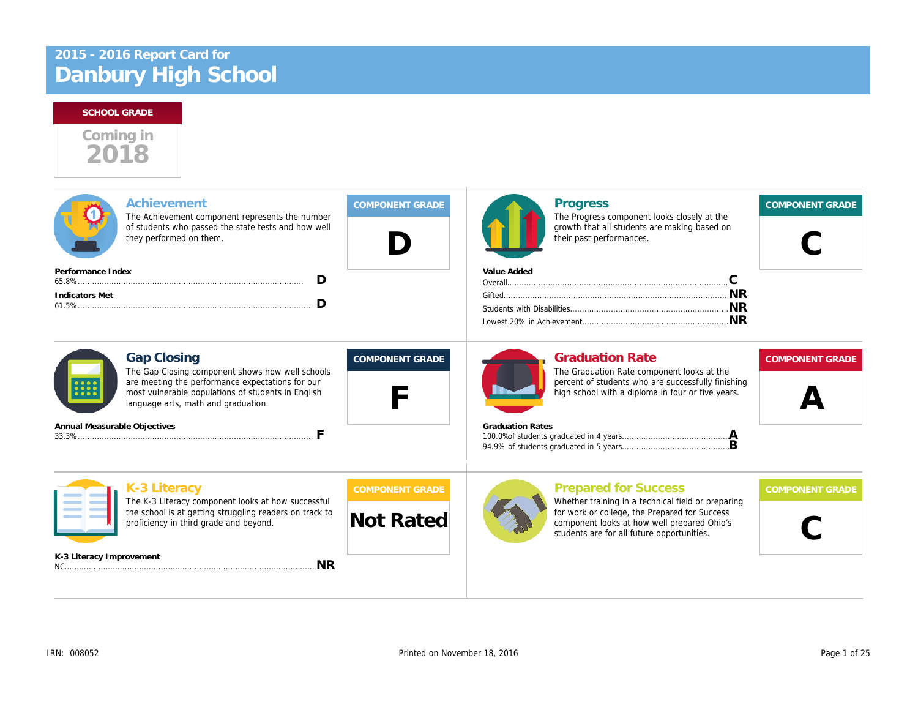# 2015 - 2016 Report Card for Danbury High School

**SCHOOL GRADE**

Coming in 2018

## Achievement

The Achievement component represents the number of students who passed the state tests and how well they performed on them.

**COMPONENT GRADE: D**

| Measure | Grade |
|---|---|
| **Performance Index** 65.8% | D |
| **Indicators Met** 61.5% | D |

## Progress

The Progress component looks closely at the growth that all students are making based on their past performances.

**COMPONENT GRADE: C**

**Value Added**

| Measure | Grade |
|---|---|
| Overall | C |
| Gifted | NR |
| Students with Disabilities | NR |
| Lowest 20% in Achievement | NR |

## Gap Closing

The Gap Closing component shows how well schools are meeting the performance expectations for our most vulnerable populations of students in English language arts, math and graduation.

**COMPONENT GRADE: F**

| Measure | Grade |
|---|---|
| **Annual Measurable Objectives** 33.3% | F |

## Graduation Rate

The Graduation Rate component looks at the percent of students who are successfully finishing high school with a diploma in four or five years.

**COMPONENT GRADE: A**

**Graduation Rates**

| Measure | Grade |
|---|---|
| 100.0% of students graduated in 4 years | A |
| 94.9% of students graduated in 5 years | B |

## K-3 Literacy

The K-3 Literacy component looks at how successful the school is at getting struggling readers on track to proficiency in third grade and beyond.

**COMPONENT GRADE: Not Rated**

| Measure | Grade |
|---|---|
| **K-3 Literacy Improvement** NC | NR |

## Prepared for Success

Whether training in a technical field or preparing for work or college, the Prepared for Success component looks at how well prepared Ohio's students are for all future opportunities.

**COMPONENT GRADE: C**

IRN: 008052

Printed on November 18, 2016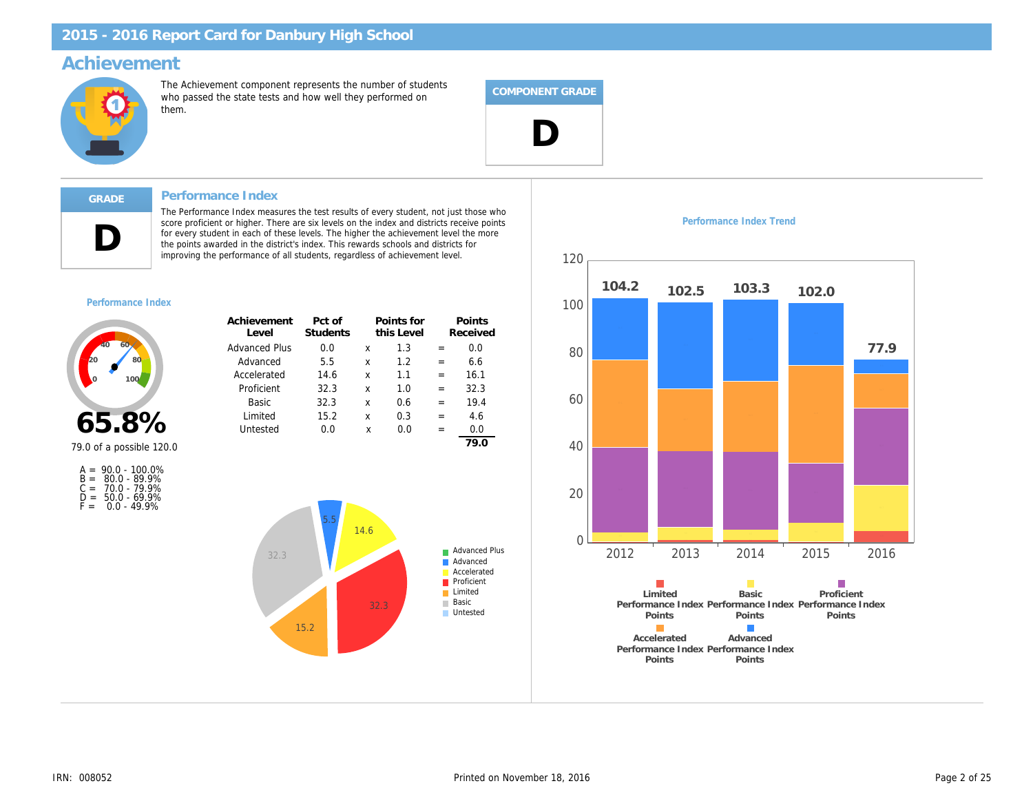# 2015 - 2016 Report Card for Danbury High School

## Achievement

The Achievement component represents the number of students who passed the state tests and how well they performed on them.

**COMPONENT GRADE**

**D**

## Performance Index

**GRADE**

**D**

The Performance Index measures the test results of every student, not just those who score proficient or higher. There are six levels on the index and districts receive points for every student in each of these levels. The higher the achievement level the more the points awarded in the district's index. This rewards schools and districts for improving the performance of all students, regardless of achievement level.

Performance Index

40 60 20 80 0 100

**65.8%**

79.0 of a possible 120.0

A = 90.0 - 100.0%
B = 80.0 - 89.9%
C = 70.0 - 79.9%
D = 50.0 - 69.9%
F = 0.0 - 49.9%

| Achievement Level | Pct of Students | | Points for this Level | | Points Received |
|---|---|---|---|---|---|
| Advanced Plus | 0.0 | x | 1.3 | = | 0.0 |
| Advanced | 5.5 | x | 1.2 | = | 6.6 |
| Accelerated | 14.6 | x | 1.1 | = | 16.1 |
| Proficient | 32.3 | x | 1.0 | = | 32.3 |
| Basic | 32.3 | x | 0.6 | = | 19.4 |
| Limited | 15.2 | x | 0.3 | = | 4.6 |
| Untested | 0.0 | x | 0.0 | = | 0.0 |
| | | | | | **79.0** |

5.5
14.6
32.3
32.3
15.2

Advanced Plus
Advanced
Accelerated
Proficient
Limited
Basic
Untested

Performance Index Trend

120
100
80
60
40
20
0

104.2
102.5
103.3
102.0
77.9

2012 2013 2014 2015 2016

Limited Performance Index Points
Basic Performance Index Points
Proficient Performance Index Points
Accelerated Performance Index Points
Advanced Performance Index Points

IRN: 008052

Printed on November 18, 2016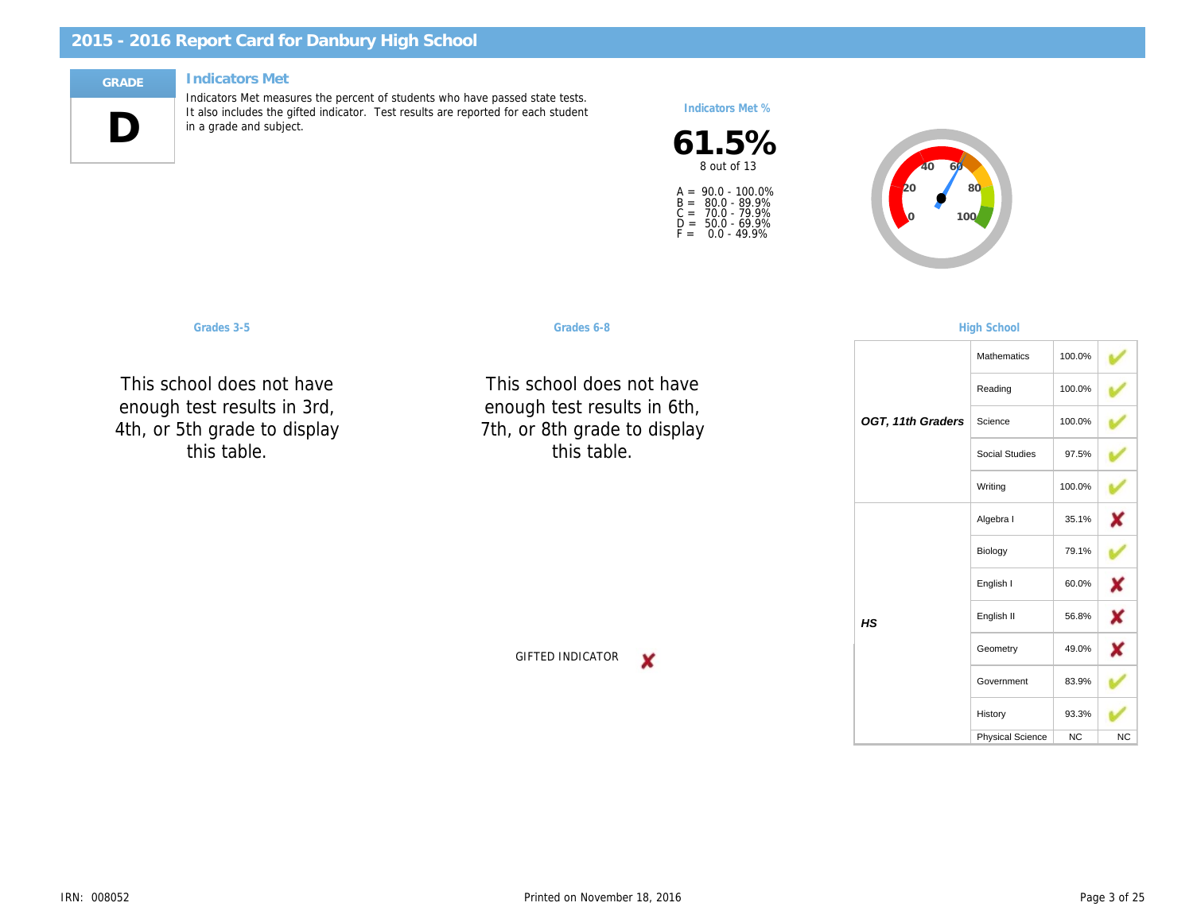# 2015 - 2016 Report Card for Danbury High School

**GRADE**

**D**

## Indicators Met

Indicators Met measures the percent of students who have passed state tests. It also includes the gifted indicator. Test results are reported for each student in a grade and subject.

**Indicators Met %**

**61.5%**

8 out of 13

A = 90.0 - 100.0%
B = 80.0 - 89.9%
C = 70.0 - 79.9%
D = 50.0 - 69.9%
F = 0.0 - 49.9%

0
20
40
60
80
100

### Grades 3-5

This school does not have enough test results in 3rd, 4th, or 5th grade to display this table.

### Grades 6-8

This school does not have enough test results in 6th, 7th, or 8th grade to display this table.

GIFTED INDICATOR ✘

### High School

| | | | |
|---|---|---|---|
| ***OGT, 11th Graders*** | Mathematics | 100.0% | ✔ |
| | Reading | 100.0% | ✔ |
| | Science | 100.0% | ✔ |
| | Social Studies | 97.5% | ✔ |
| | Writing | 100.0% | ✔ |
| ***HS*** | Algebra I | 35.1% | ✘ |
| | Biology | 79.1% | ✔ |
| | English I | 60.0% | ✘ |
| | English II | 56.8% | ✘ |
| | Geometry | 49.0% | ✘ |
| | Government | 83.9% | ✔ |
| | History | 93.3% | ✔ |
| | Physical Science | NC | NC |

IRN: 008052

Printed on November 18, 2016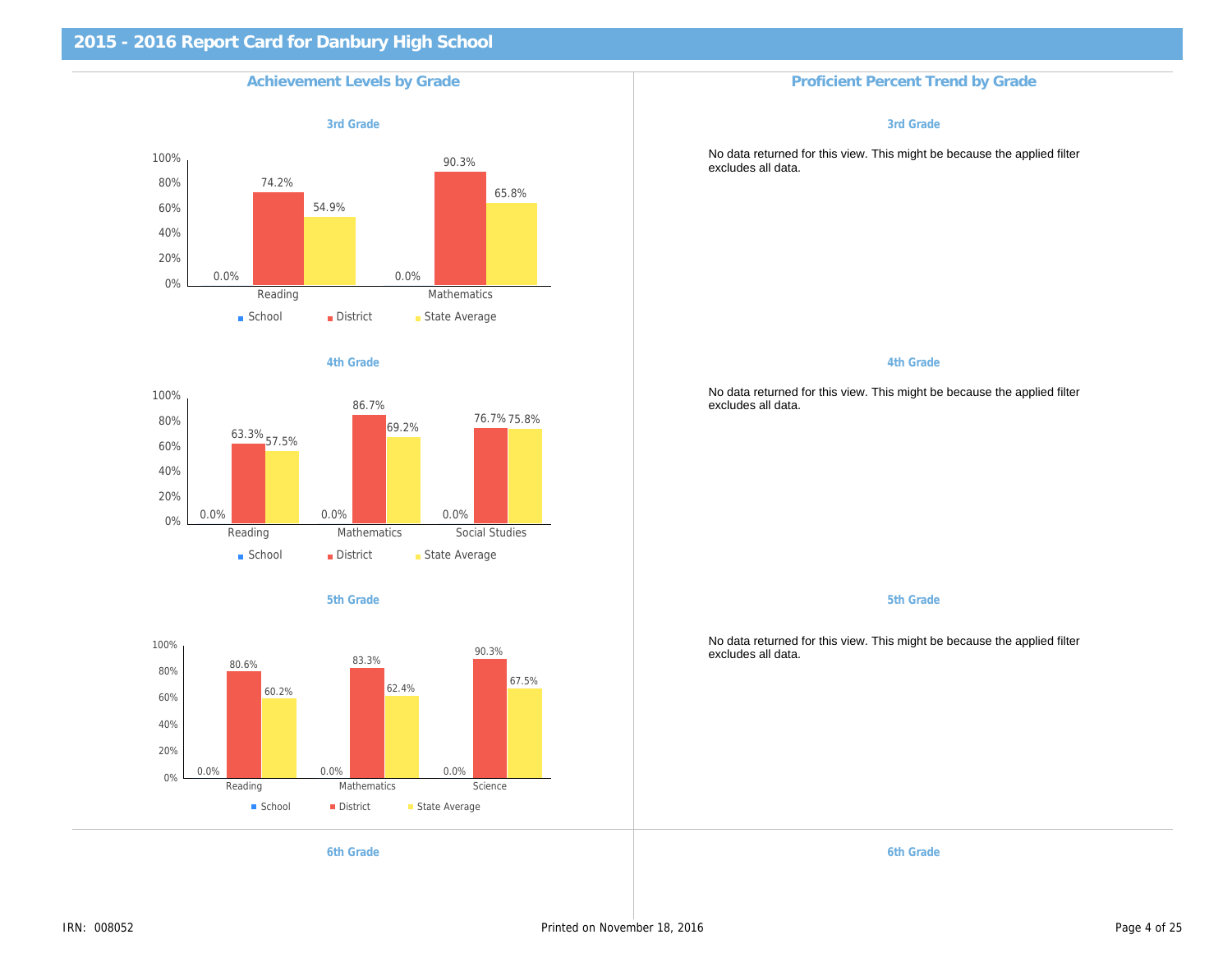# 2015 - 2016 Report Card for Danbury High School

## Achievement Levels by Grade

### 3rd Grade

100%
80%
60%
40%
20%
0%

0.0%
74.2%
54.9%
Reading

0.0%
90.3%
65.8%
Mathematics

School
District
State Average

### 4th Grade

100%
80%
60%
40%
20%
0%

0.0%
63.3%
57.5%
Reading

0.0%
86.7%
69.2%
Mathematics

0.0%
76.7%
75.8%
Social Studies

School
District
State Average

### 5th Grade

100%
80%
60%
40%
20%
0%

0.0%
80.6%
60.2%
Reading

0.0%
83.3%
62.4%
Mathematics

0.0%
90.3%
67.5%
Science

School
District
State Average

### 6th Grade

## Proficient Percent Trend by Grade

### 3rd Grade

No data returned for this view. This might be because the applied filter excludes all data.

### 4th Grade

No data returned for this view. This might be because the applied filter excludes all data.

### 5th Grade

No data returned for this view. This might be because the applied filter excludes all data.

### 6th Grade

IRN: 008052

Printed on November 18, 2016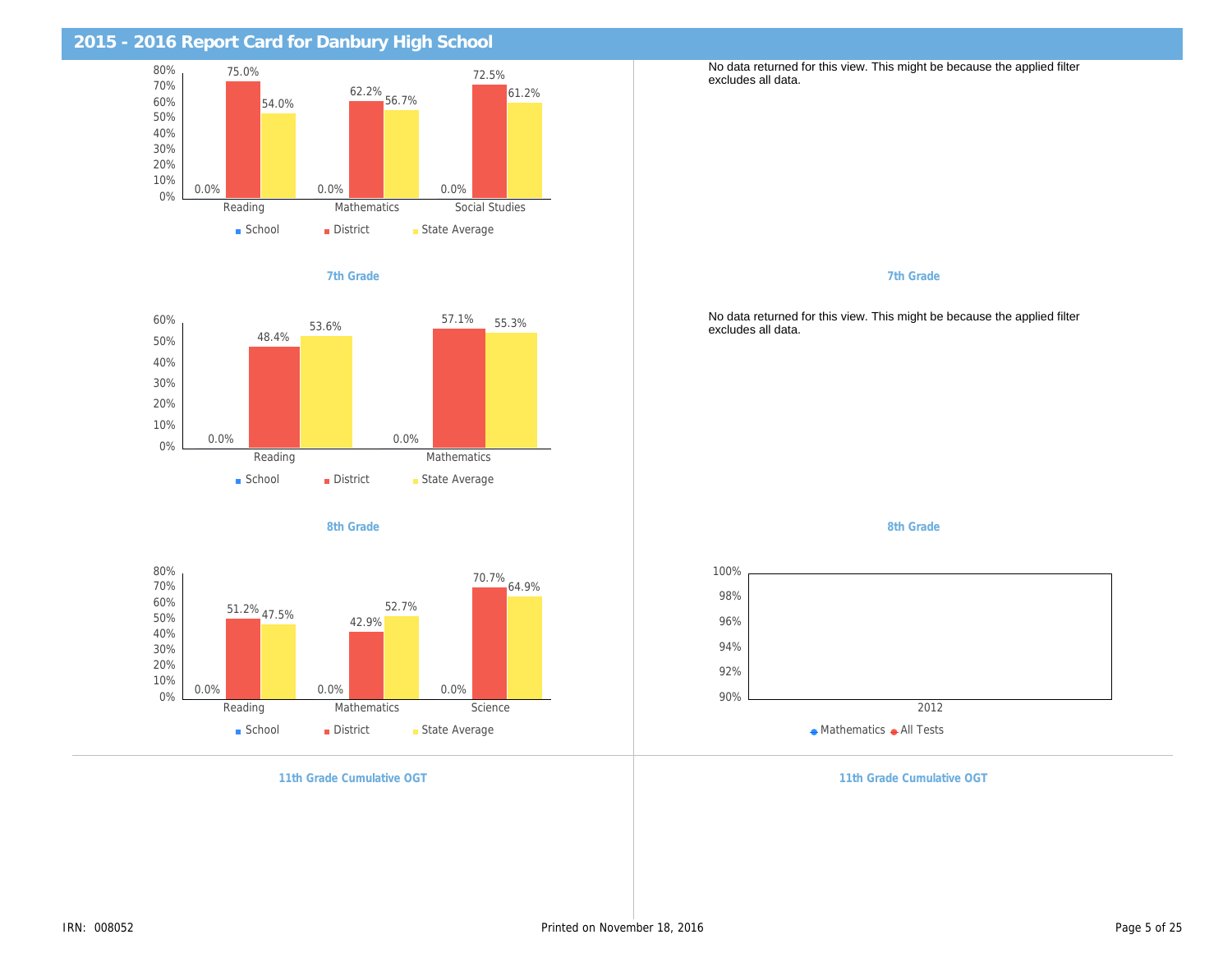## 2015 - 2016 Report Card for Danbury High School

80%
70%
60%
50%
40%
30%
20%
10%
0%

0.0% 75.0% 54.0%
0.0% 62.2% 56.7%
0.0% 72.5% 61.2%

Reading Mathematics Social Studies

School District State Average

No data returned for this view. This might be because the applied filter excludes all data.

**7th Grade**

**7th Grade**

60%
50%
40%
30%
20%
10%
0%

0.0% 48.4% 53.6%
0.0% 57.1% 55.3%

Reading Mathematics

School District State Average

No data returned for this view. This might be because the applied filter excludes all data.

**8th Grade**

**8th Grade**

80%
70%
60%
50%
40%
30%
20%
10%
0%

0.0% 51.2% 47.5%
0.0% 42.9% 52.7%
0.0% 70.7% 64.9%

Reading Mathematics Science

School District State Average

100%
98%
96%
94%
92%
90%

2012

Mathematics All Tests

**11th Grade Cumulative OGT**

**11th Grade Cumulative OGT**

IRN: 008052

Printed on November 18, 2016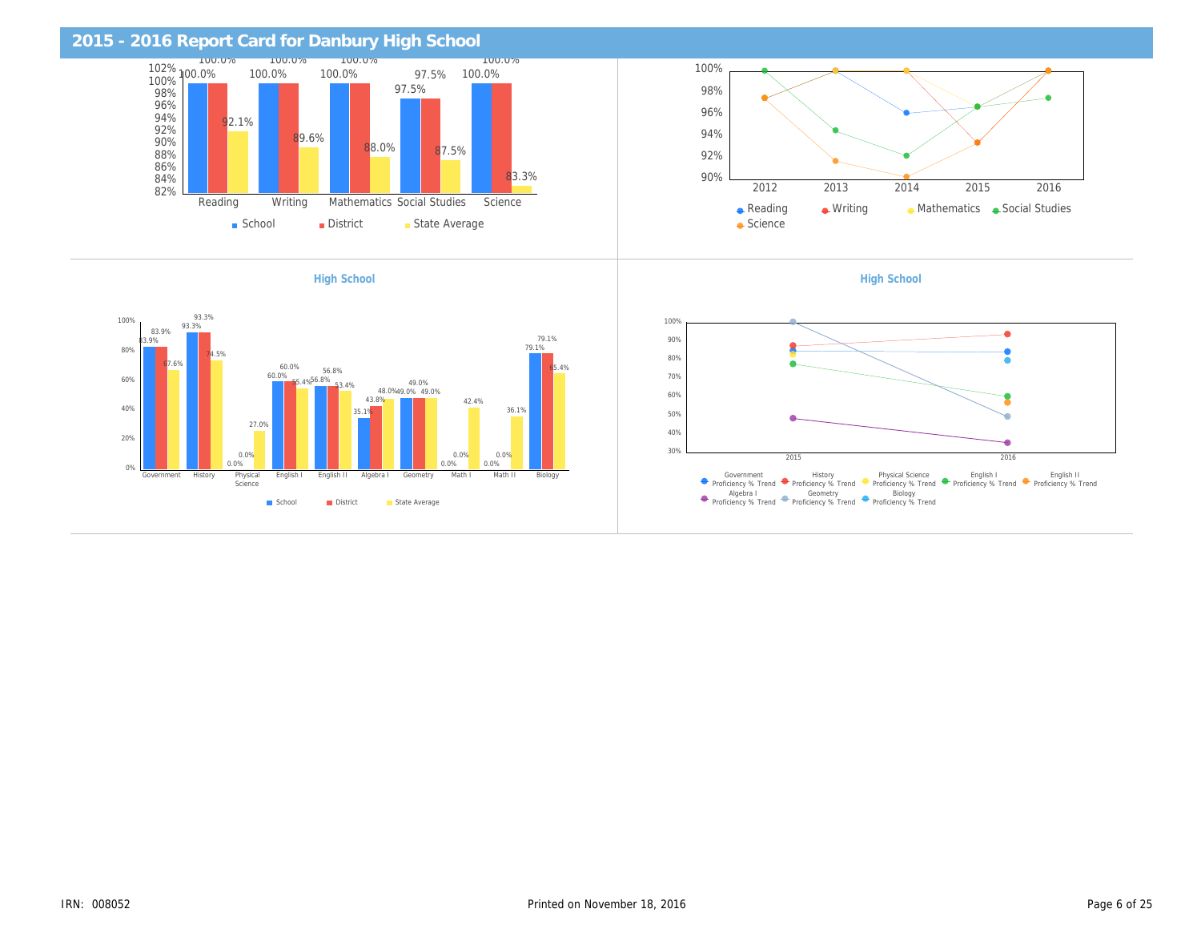# 2015 - 2016 Report Card for Danbury High School

| | Reading | Writing | Mathematics | Social Studies | Science |
|---|---|---|---|---|---|
| School | 100.0% | 100.0% | 100.0% | 97.5% | 100.0% |
| District | 100.0% | 100.0% | 100.0% | 97.5% | 100.0% |
| State Average | 92.1% | 89.6% | 88.0% | 87.5% | 83.3% |

Legend: Reading, Writing, Mathematics, Social Studies, Science (trend 2012–2016)

## High School

| | Government | History | Physical Science | English I | English II | Algebra I | Geometry | Math I | Math II | Biology |
|---|---|---|---|---|---|---|---|---|---|---|
| School | 83.9% | 93.3% | 0.0% | 60.0% | 56.8% | 35.1% | 49.0% | 0.0% | 0.0% | 79.1% |
| District | 83.9% | 93.3% | 0.0% | 60.0% | 56.8% | 43.8% | 49.0% | 0.0% | 0.0% | 79.1% |
| State Average | 67.6% | 74.5% | 27.0% | 55.4% | 53.4% | 48.0% | 49.0% | 42.4% | 36.1% | 65.4% |

## High School

Legend: Government Proficiency % Trend, History Proficiency % Trend, Physical Science Proficiency % Trend, English I Proficiency % Trend, English II Proficiency % Trend, Algebra I Proficiency % Trend, Geometry Proficiency % Trend, Biology Proficiency % Trend (2015–2016)

IRN: 008052

Printed on November 18, 2016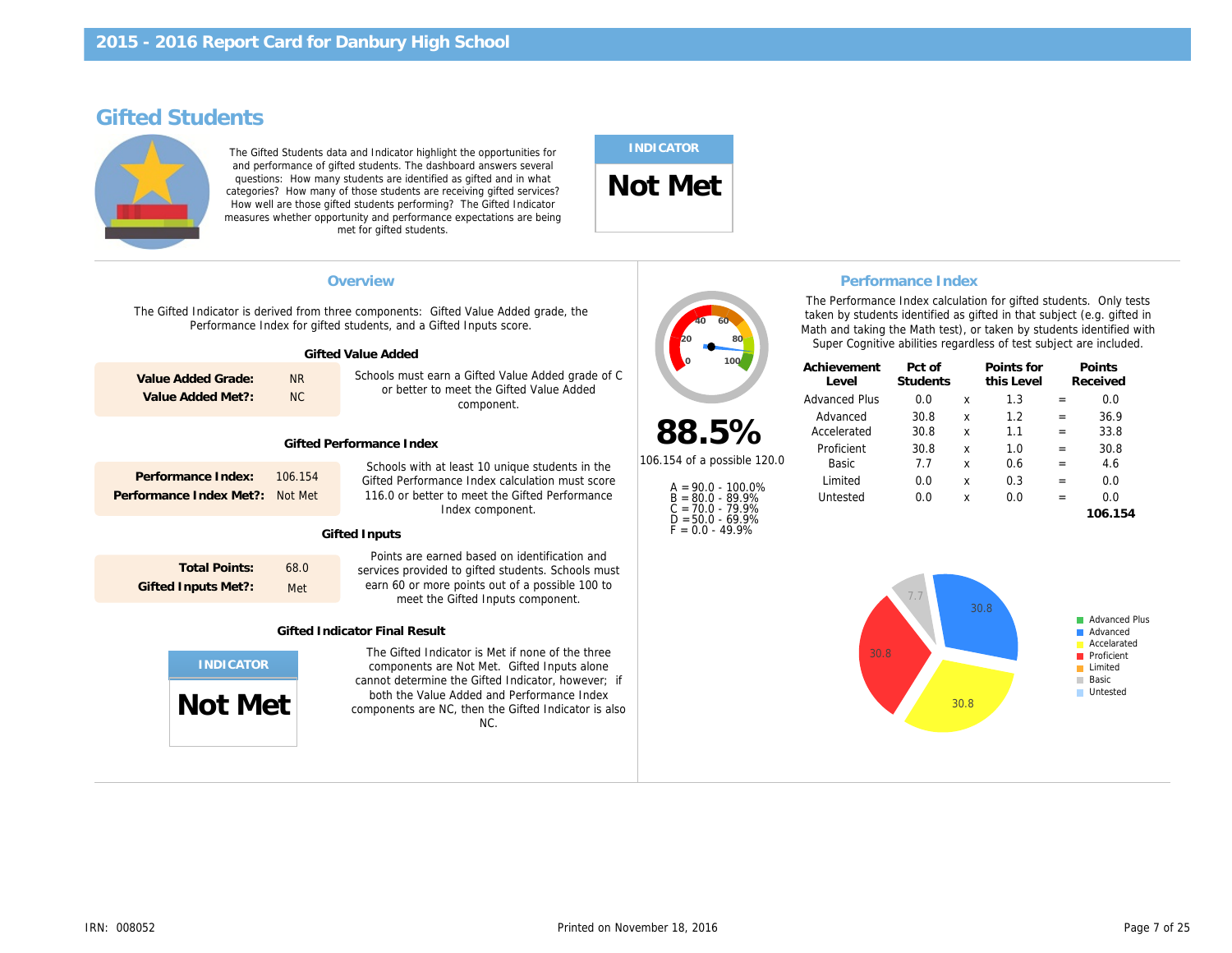# 2015 - 2016 Report Card for Danbury High School

## Gifted Students

The Gifted Students data and Indicator highlight the opportunities for and performance of gifted students. The dashboard answers several questions: How many students are identified as gifted and in what categories? How many of those students are receiving gifted services? How well are those gifted students performing? The Gifted Indicator measures whether opportunity and performance expectations are being met for gifted students.

**INDICATOR**

**Not Met**

### Overview

The Gifted Indicator is derived from three components: Gifted Value Added grade, the Performance Index for gifted students, and a Gifted Inputs score.

#### Gifted Value Added

| | |
|---|---|
| **Value Added Grade:** | NR |
| **Value Added Met?:** | NC |

Schools must earn a Gifted Value Added grade of C or better to meet the Gifted Value Added component.

#### Gifted Performance Index

| | |
|---|---|
| **Performance Index:** | 106.154 |
| **Performance Index Met?:** | Not Met |

Schools with at least 10 unique students in the Gifted Performance Index calculation must score 116.0 or better to meet the Gifted Performance Index component.

#### Gifted Inputs

| | |
|---|---|
| **Total Points:** | 68.0 |
| **Gifted Inputs Met?:** | Met |

Points are earned based on identification and services provided to gifted students. Schools must earn 60 or more points out of a possible 100 to meet the Gifted Inputs component.

#### Gifted Indicator Final Result

**INDICATOR**

**Not Met**

The Gifted Indicator is Met if none of the three components are Not Met. Gifted Inputs alone cannot determine the Gifted Indicator, however; if both the Value Added and Performance Index components are NC, then the Gifted Indicator is also NC.

### Performance Index

0 20 40 60 80 100

**88.5%**

106.154 of a possible 120.0

A = 90.0 - 100.0%
B = 80.0 - 89.9%
C = 70.0 - 79.9%
D = 50.0 - 69.9%
F = 0.0 - 49.9%

The Performance Index calculation for gifted students. Only tests taken by students identified as gifted in that subject (e.g. gifted in Math and taking the Math test), or taken by students identified with Super Cognitive abilities regardless of test subject are included.

| Achievement Level | Pct of Students | | Points for this Level | | Points Received |
|---|---|---|---|---|---|
| Advanced Plus | 0.0 | x | 1.3 | = | 0.0 |
| Advanced | 30.8 | x | 1.2 | = | 36.9 |
| Accelerated | 30.8 | x | 1.1 | = | 33.8 |
| Proficient | 30.8 | x | 1.0 | = | 30.8 |
| Basic | 7.7 | x | 0.6 | = | 4.6 |
| Limited | 0.0 | x | 0.3 | = | 0.0 |
| Untested | 0.0 | x | 0.0 | = | 0.0 |
| | | | | | **106.154** |

7.7
30.8
30.8
30.8

Advanced Plus
Advanced
Accelarated
Proficient
Limited
Basic
Untested

IRN: 008052 Printed on November 18, 2016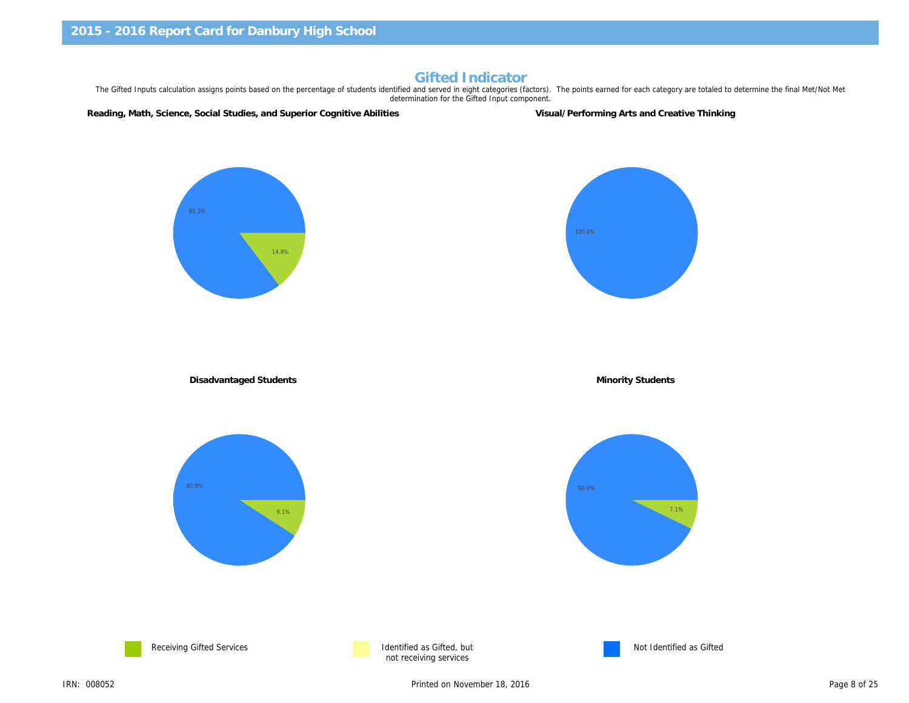## Gifted Indicator

The Gifted Inputs calculation assigns points based on the percentage of students identified and served in eight categories (factors). The points earned for each category are totaled to determine the final Met/Not Met determination for the Gifted Input component.

### Reading, Math, Science, Social Studies, and Superior Cognitive Abilities

85.2%

14.8%

### Visual/Performing Arts and Creative Thinking

100.0%

### Disadvantaged Students

90.9%

9.1%

### Minority Students

92.9%

7.1%

Receiving Gifted Services

Identified as Gifted, but not receiving services

Not Identified as Gifted

IRN: 008052

Printed on November 18, 2016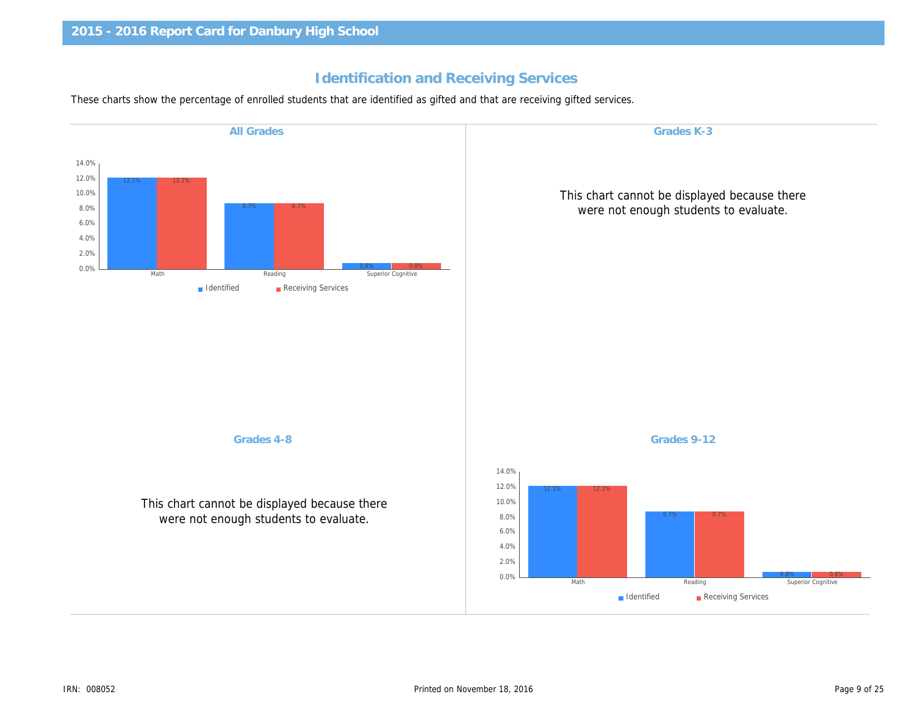## 2015 - 2016 Report Card for Danbury High School

# Identification and Receiving Services

These charts show the percentage of enrolled students that are identified as gifted and that are receiving gifted services.

### All Grades

14.0%
12.0%
10.0%
8.0%
6.0%
4.0%
2.0%
0.0%

12.1% 12.1%
8.7% 8.7%
0.8% 0.8%

Math
Reading
Superior Cognitive

Identified
Receiving Services

### Grades K-3

This chart cannot be displayed because there were not enough students to evaluate.

### Grades 4-8

This chart cannot be displayed because there were not enough students to evaluate.

### Grades 9-12

14.0%
12.0%
10.0%
8.0%
6.0%
4.0%
2.0%
0.0%

12.1% 12.1%
8.7% 8.7%
0.8% 0.8%

Math
Reading
Superior Cognitive

Identified
Receiving Services

IRN: 008052

Printed on November 18, 2016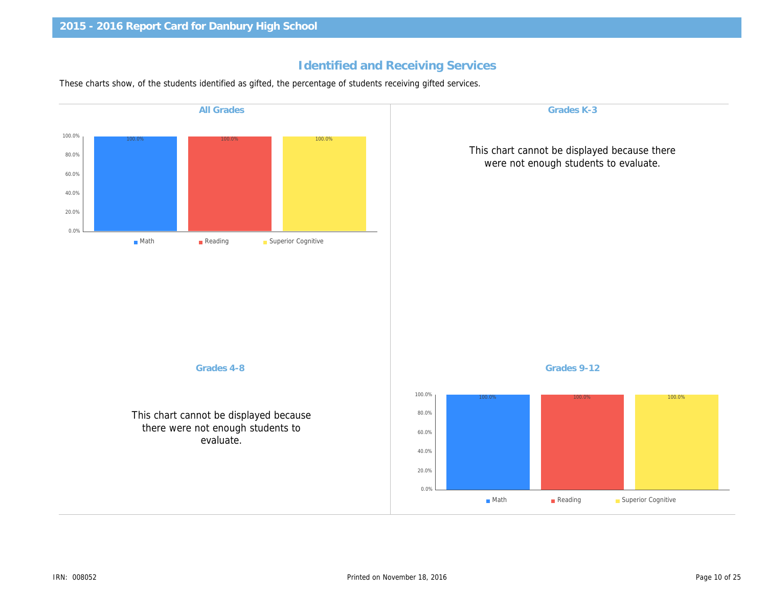# Identified and Receiving Services

These charts show, of the students identified as gifted, the percentage of students receiving gifted services.

## All Grades

100.0%
80.0%
60.0%
40.0%
20.0%
0.0%

100.0% 100.0% 100.0%

Math Reading Superior Cognitive

## Grades K-3

This chart cannot be displayed because there were not enough students to evaluate.

## Grades 4-8

This chart cannot be displayed because there were not enough students to evaluate.

## Grades 9-12

100.0%
80.0%
60.0%
40.0%
20.0%
0.0%

100.0% 100.0% 100.0%

Math Reading Superior Cognitive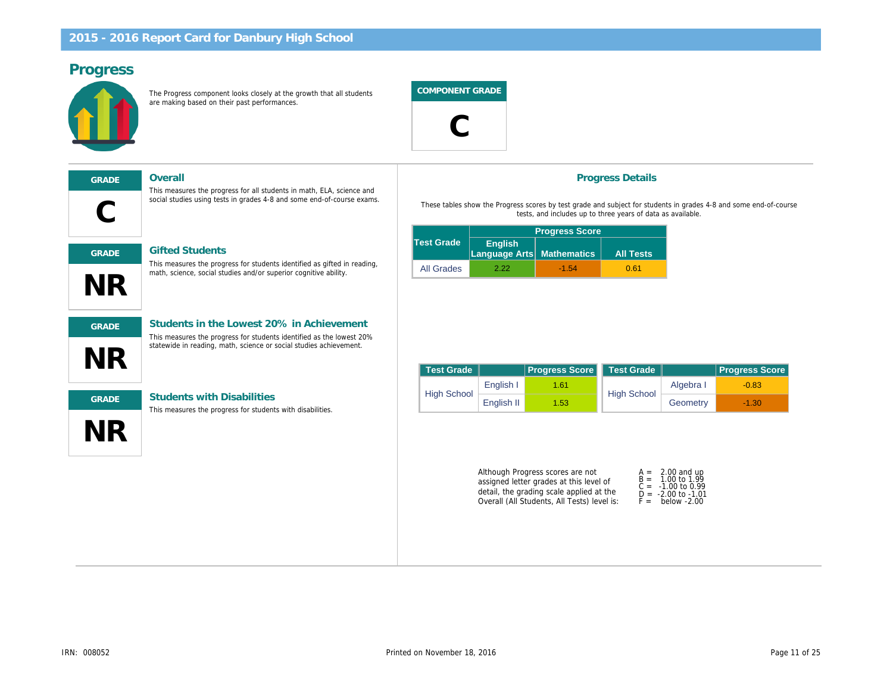# 2015 - 2016 Report Card for Danbury High School

## Progress

The Progress component looks closely at the growth that all students are making based on their past performances.

**COMPONENT GRADE**

**C**

### Overall

**GRADE: C**

This measures the progress for all students in math, ELA, science and social studies using tests in grades 4-8 and some end-of-course exams.

### Gifted Students

**GRADE: NR**

This measures the progress for students identified as gifted in reading, math, science, social studies and/or superior cognitive ability.

### Students in the Lowest 20% in Achievement

**GRADE: NR**

This measures the progress for students identified as the lowest 20% statewide in reading, math, science or social studies achievement.

### Students with Disabilities

**GRADE: NR**

This measures the progress for students with disabilities.

### Progress Details

These tables show the Progress scores by test grade and subject for students in grades 4-8 and some end-of-course tests, and includes up to three years of data as available.

| Test Grade | Progress Score | | |
|---|---|---|---|
| | English Language Arts | Mathematics | All Tests |
| All Grades | 2.22 | -1.54 | 0.61 |

| Test Grade | | Progress Score |
|---|---|---|
| High School | English I | 1.61 |
| High School | English II | 1.53 |

| Test Grade | | Progress Score |
|---|---|---|
| High School | Algebra I | -0.83 |
| High School | Geometry | -1.30 |

Although Progress scores are not assigned letter grades at this level of detail, the grading scale applied at the Overall (All Students, All Tests) level is:

A = 2.00 and up
B = 1.00 to 1.99
C = -1.00 to 0.99
D = -2.00 to -1.01
F = below -2.00

IRN: 008052

Printed on November 18, 2016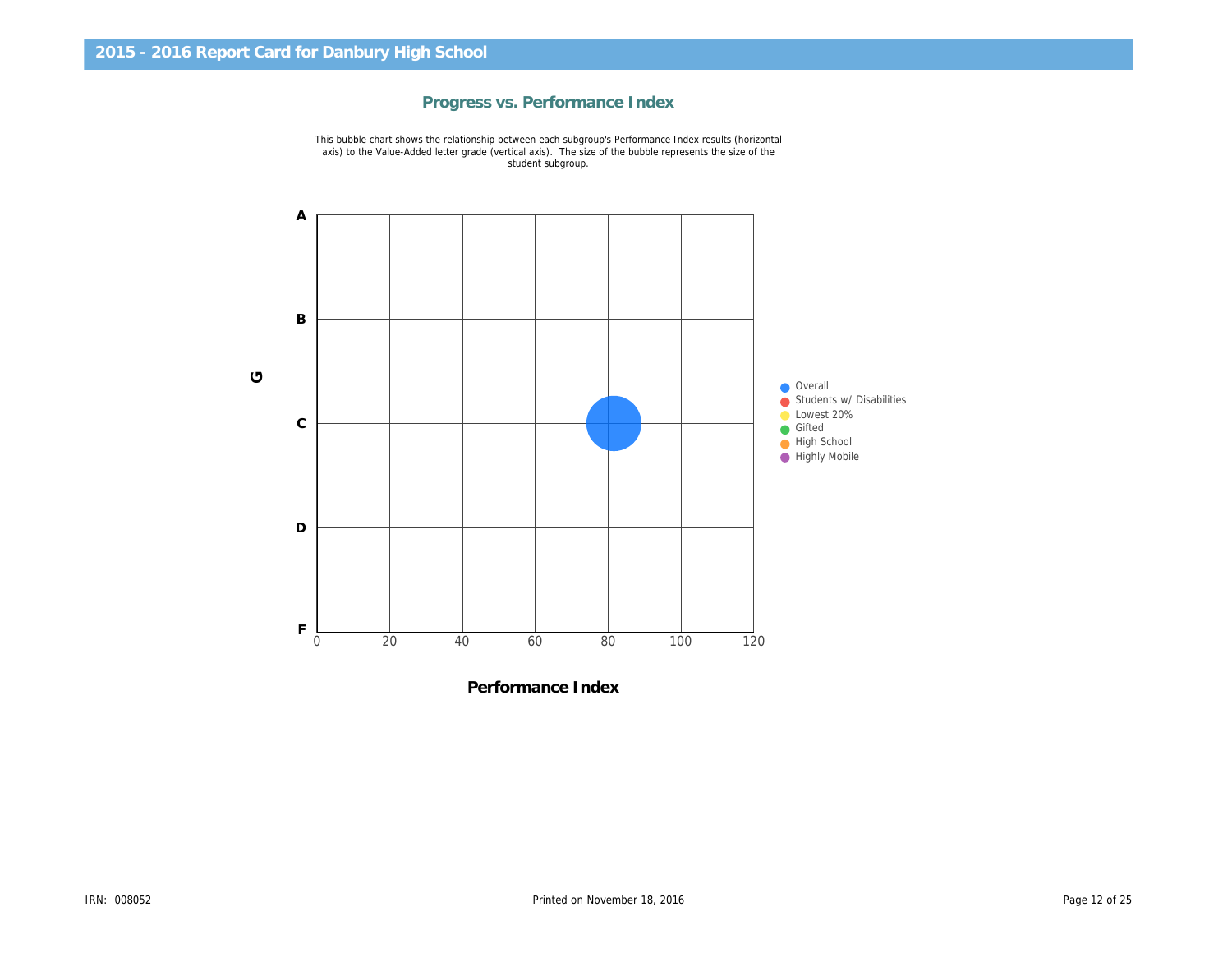## 2015 - 2016 Report Card for Danbury High School

### Progress vs. Performance Index

This bubble chart shows the relationship between each subgroup's Performance Index results (horizontal axis) to the Value-Added letter grade (vertical axis). The size of the bubble represents the size of the student subgroup.

A
B
G
C
D
F

0
20
40
60
80
100
120

Performance Index

- Overall
- Students w/ Disabilities
- Lowest 20%
- Gifted
- High School
- Highly Mobile

IRN: 008052

Printed on November 18, 2016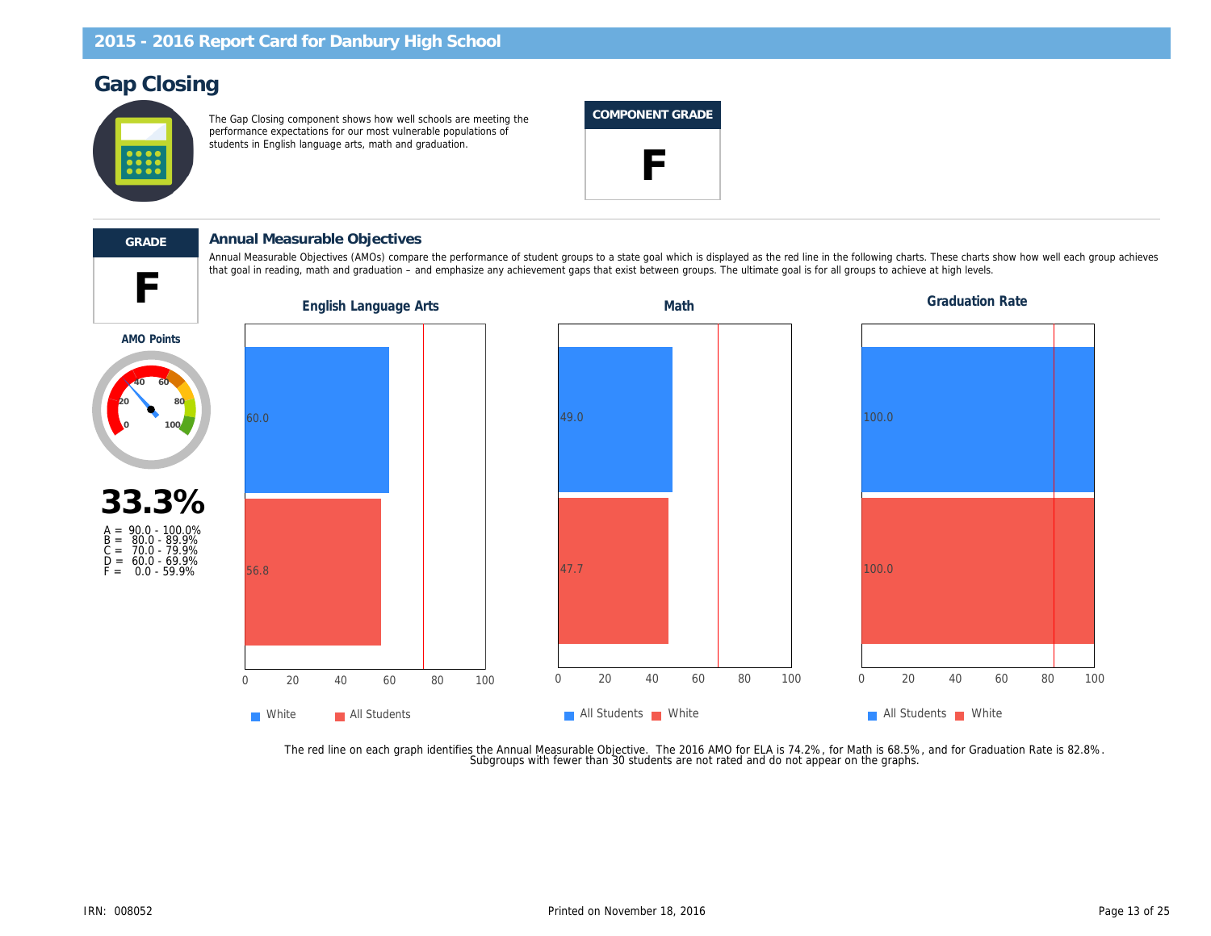## 2015 - 2016 Report Card for Danbury High School

# Gap Closing

The Gap Closing component shows how well schools are meeting the performance expectations for our most vulnerable populations of students in English language arts, math and graduation.

**COMPONENT GRADE**

**F**

**GRADE**

**F**

**AMO Points**

0
20
40
60
80
100

**33.3%**

A = 90.0 - 100.0%
B = 80.0 - 89.9%
C = 70.0 - 79.9%
D = 60.0 - 69.9%
F = 0.0 - 59.9%

### Annual Measurable Objectives

Annual Measurable Objectives (AMOs) compare the performance of student groups to a state goal which is displayed as the red line in the following charts. These charts show how well each group achieves that goal in reading, math and graduation – and emphasize any achievement gaps that exist between groups. The ultimate goal is for all groups to achieve at high levels.

**English Language Arts**

60.0
56.8
0 20 40 60 80 100
White
All Students

**Math**

49.0
47.7
0 20 40 60 80 100
All Students
White

**Graduation Rate**

100.0
100.0
0 20 40 60 80 100
All Students
White

The red line on each graph identifies the Annual Measurable Objective. The 2016 AMO for ELA is 74.2%, for Math is 68.5%, and for Graduation Rate is 82.8%. Subgroups with fewer than 30 students are not rated and do not appear on the graphs.

IRN: 008052

Printed on November 18, 2016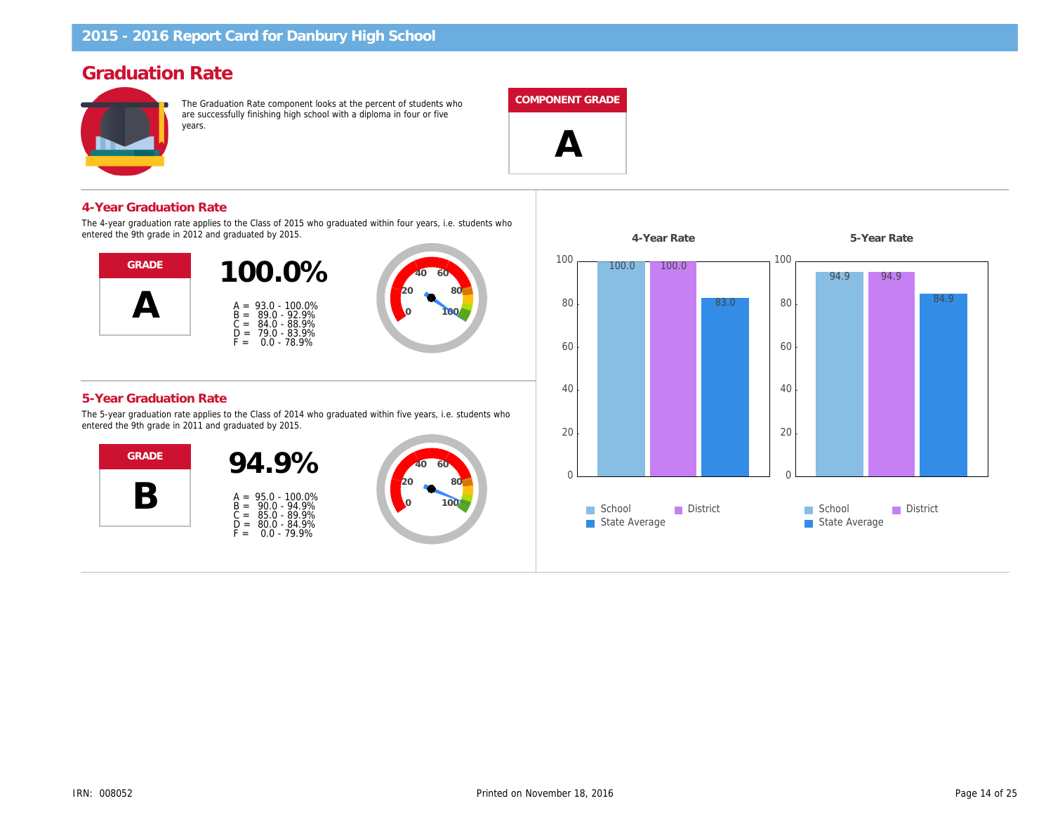# 2015 - 2016 Report Card for Danbury High School

## Graduation Rate

The Graduation Rate component looks at the percent of students who are successfully finishing high school with a diploma in four or five years.

**COMPONENT GRADE**

**A**

### 4-Year Graduation Rate

The 4-year graduation rate applies to the Class of 2015 who graduated within four years, i.e. students who entered the 9th grade in 2012 and graduated by 2015.

**GRADE**

**A**

**100.0%**

A = 93.0 - 100.0%
B = 89.0 - 92.9%
C = 84.0 - 88.9%
D = 79.0 - 83.9%
F = 0.0 - 78.9%

### 5-Year Graduation Rate

The 5-year graduation rate applies to the Class of 2014 who graduated within five years, i.e. students who entered the 9th grade in 2011 and graduated by 2015.

**GRADE**

**B**

**94.9%**

A = 95.0 - 100.0%
B = 90.0 - 94.9%
C = 85.0 - 89.9%
D = 80.0 - 84.9%
F = 0.0 - 79.9%

| | 4-Year Rate | 5-Year Rate |
|---|---|---|
| School | 100.0 | 94.9 |
| District | 100.0 | 94.9 |
| State Average | 83.0 | 84.9 |

IRN: 008052

Printed on November 18, 2016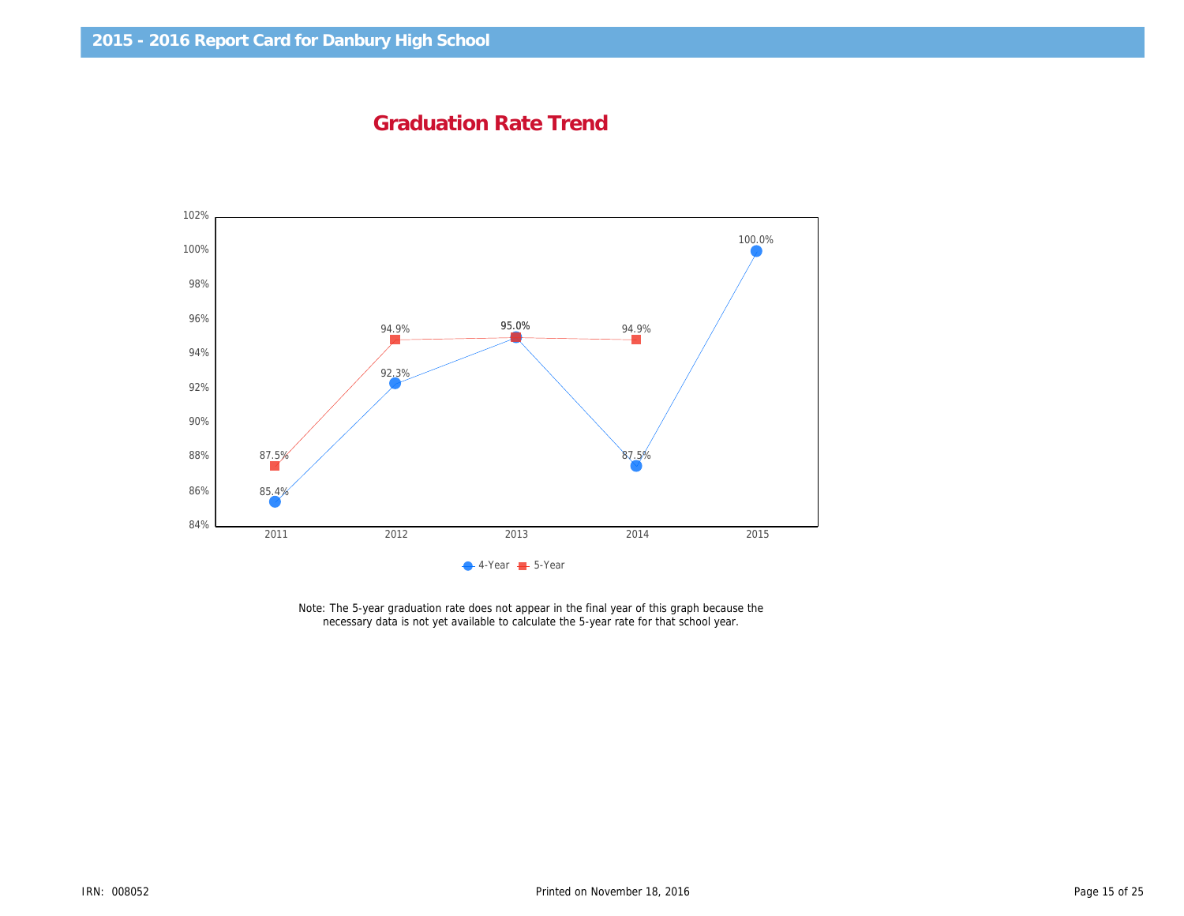## Graduation Rate Trend

102%
100%
98%
96%
94%
92%
90%
88%
86%
84%

2011
2012
2013
2014
2015

87.5%
85.4%
94.9%
92.3%
95.0%
94.9%
87.5%
100.0%

4-Year
5-Year

Note: The 5-year graduation rate does not appear in the final year of this graph because the necessary data is not yet available to calculate the 5-year rate for that school year.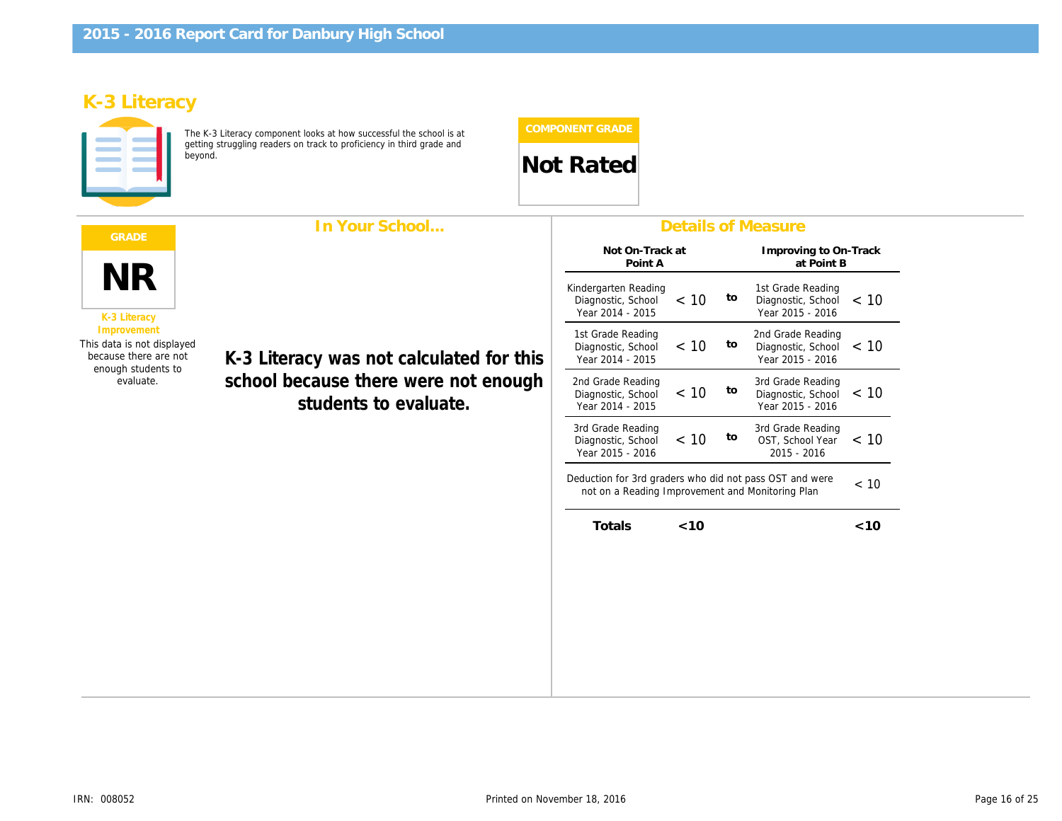# 2015 - 2016 Report Card for Danbury High School

## K-3 Literacy

The K-3 Literacy component looks at how successful the school is at getting struggling readers on track to proficiency in third grade and beyond.

**COMPONENT GRADE**

**Not Rated**

**GRADE**

**NR**

**K-3 Literacy Improvement**

This data is not displayed because there are not enough students to evaluate.

### In Your School...

**K-3 Literacy was not calculated for this school because there were not enough students to evaluate.**

### Details of Measure

| Not On-Track at Point A | | | Improving to On-Track at Point B | |
|---|---|---|---|---|
| Kindergarten Reading Diagnostic, School Year 2014 - 2015 | < 10 | to | 1st Grade Reading Diagnostic, School Year 2015 - 2016 | < 10 |
| 1st Grade Reading Diagnostic, School Year 2014 - 2015 | < 10 | to | 2nd Grade Reading Diagnostic, School Year 2015 - 2016 | < 10 |
| 2nd Grade Reading Diagnostic, School Year 2014 - 2015 | < 10 | to | 3rd Grade Reading Diagnostic, School Year 2015 - 2016 | < 10 |
| 3rd Grade Reading Diagnostic, School Year 2015 - 2016 | < 10 | to | 3rd Grade Reading OST, School Year 2015 - 2016 | < 10 |
| Deduction for 3rd graders who did not pass OST and were not on a Reading Improvement and Monitoring Plan | | | | < 10 |
| **Totals** | **<10** | | | **<10** |

IRN: 008052

Printed on November 18, 2016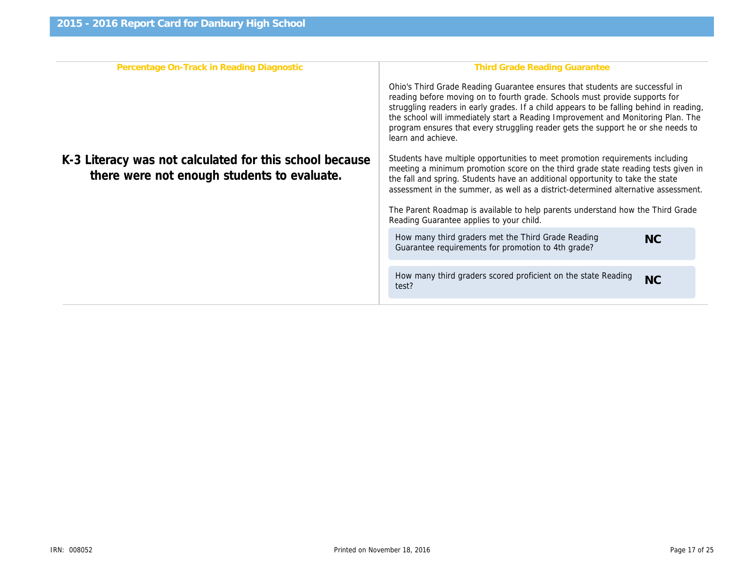# 2015 - 2016 Report Card for Danbury High School

## Percentage On-Track in Reading Diagnostic

**K-3 Literacy was not calculated for this school because there were not enough students to evaluate.**

## Third Grade Reading Guarantee

Ohio's Third Grade Reading Guarantee ensures that students are successful in reading before moving on to fourth grade. Schools must provide supports for struggling readers in early grades. If a child appears to be falling behind in reading, the school will immediately start a Reading Improvement and Monitoring Plan. The program ensures that every struggling reader gets the support he or she needs to learn and achieve.

Students have multiple opportunities to meet promotion requirements including meeting a minimum promotion score on the third grade state reading tests given in the fall and spring. Students have an additional opportunity to take the state assessment in the summer, as well as a district-determined alternative assessment.

The Parent Roadmap is available to help parents understand how the Third Grade Reading Guarantee applies to your child.

| | |
|---|---|
| How many third graders met the Third Grade Reading Guarantee requirements for promotion to 4th grade? | **NC** |
| How many third graders scored proficient on the state Reading test? | **NC** |

IRN: 008052

Printed on November 18, 2016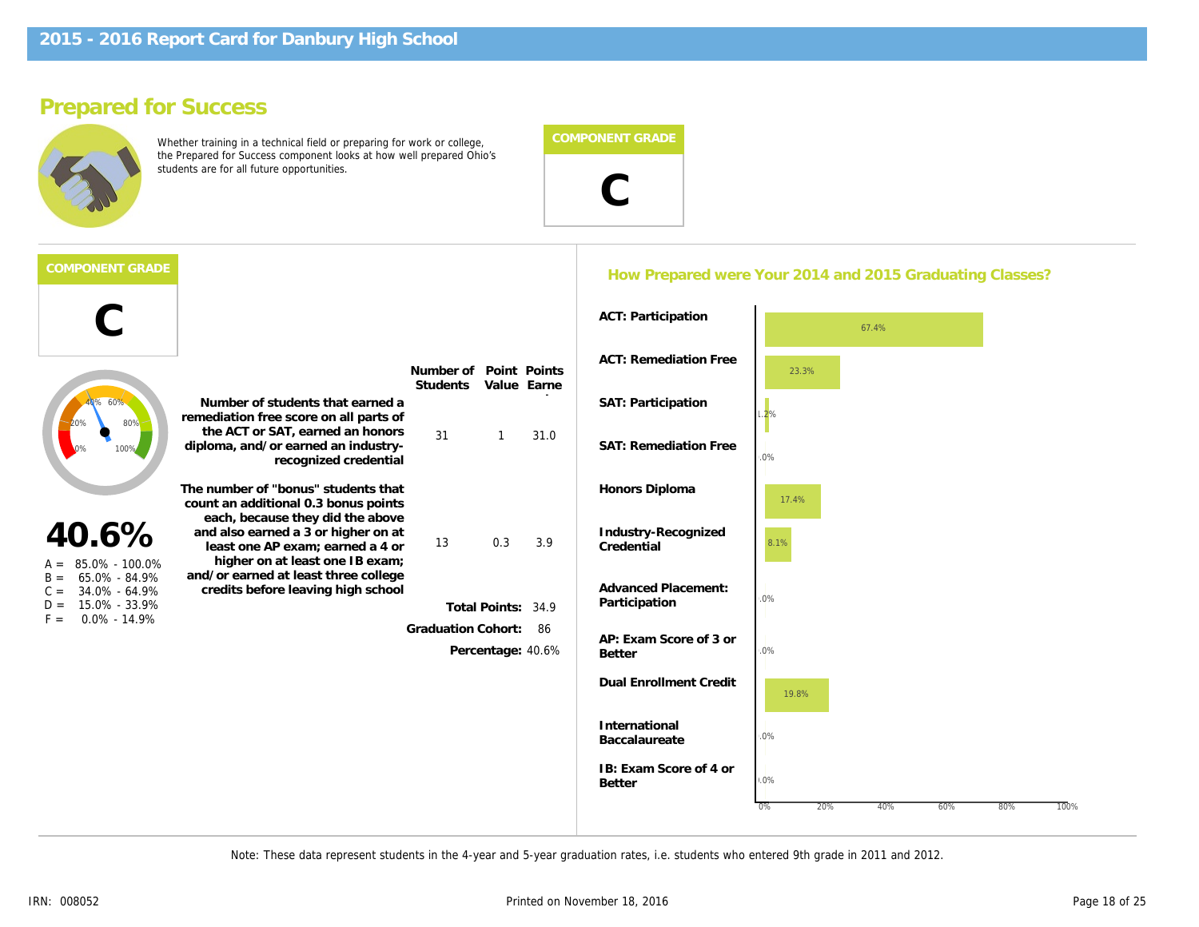# 2015 - 2016 Report Card for Danbury High School

## Prepared for Success

Whether training in a technical field or preparing for work or college, the Prepared for Success component looks at how well prepared Ohio's students are for all future opportunities.

**COMPONENT GRADE**

**C**

**COMPONENT GRADE**

**C**

0% 20% 40% 60% 80% 100%

**40.6%**

A = 85.0% - 100.0%
B = 65.0% - 84.9%
C = 34.0% - 64.9%
D = 15.0% - 33.9%
F = 0.0% - 14.9%

| | Number of Students | Point Value | Points Earned |
|---|---|---|---|
| **Number of students that earned a remediation free score on all parts of the ACT or SAT, earned an honors diploma, and/or earned an industry-recognized credential** | 31 | 1 | 31.0 |
| **The number of "bonus" students that count an additional 0.3 bonus points each, because they did the above and also earned a 3 or higher on at least one AP exam; earned a 4 or higher on at least one IB exam; and/or earned at least three college credits before leaving high school** | 13 | 0.3 | 3.9 |
| | | **Total Points:** | 34.9 |
| | | **Graduation Cohort:** | 86 |
| | | **Percentage:** | 40.6% |

### How Prepared were Your 2014 and 2015 Graduating Classes?

ACT: Participation 67.4%
ACT: Remediation Free 23.3%
SAT: Participation 1.2%
SAT: Remediation Free 0.0%
Honors Diploma 17.4%
Industry-Recognized Credential 8.1%
Advanced Placement: Participation 0.0%
AP: Exam Score of 3 or Better 0.0%
Dual Enrollment Credit 19.8%
International Baccalaureate 0.0%
IB: Exam Score of 4 or Better 0.0%

0% 20% 40% 60% 80% 100%

Note: These data represent students in the 4-year and 5-year graduation rates, i.e. students who entered 9th grade in 2011 and 2012.

IRN: 008052

Printed on November 18, 2016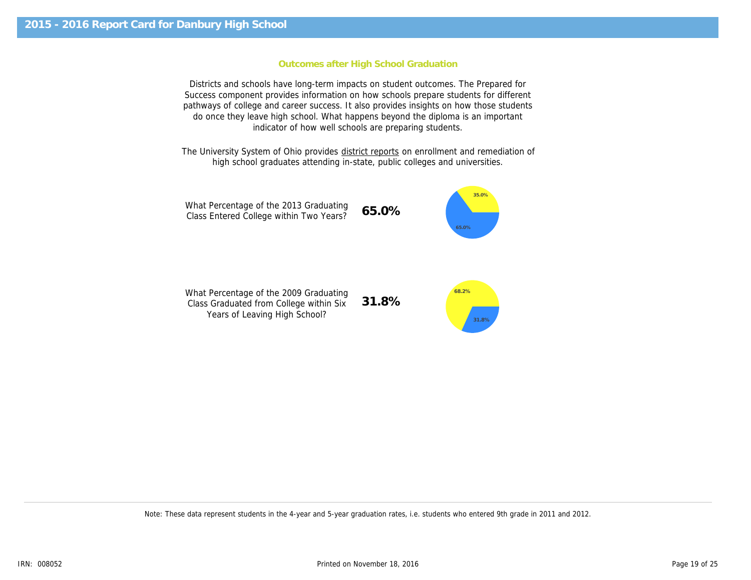# 2015 - 2016 Report Card for Danbury High School

## Outcomes after High School Graduation

Districts and schools have long-term impacts on student outcomes. The Prepared for Success component provides information on how schools prepare students for different pathways of college and career success. It also provides insights on how those students do once they leave high school. What happens beyond the diploma is an important indicator of how well schools are preparing students.

The University System of Ohio provides district reports on enrollment and remediation of high school graduates attending in-state, public colleges and universities.

What Percentage of the 2013 Graduating Class Entered College within Two Years? **65.0%**

35.0%

65.0%

What Percentage of the 2009 Graduating Class Graduated from College within Six Years of Leaving High School? **31.8%**

68.2%

31.8%

Note: These data represent students in the 4-year and 5-year graduation rates, i.e. students who entered 9th grade in 2011 and 2012.

IRN: 008052

Printed on November 18, 2016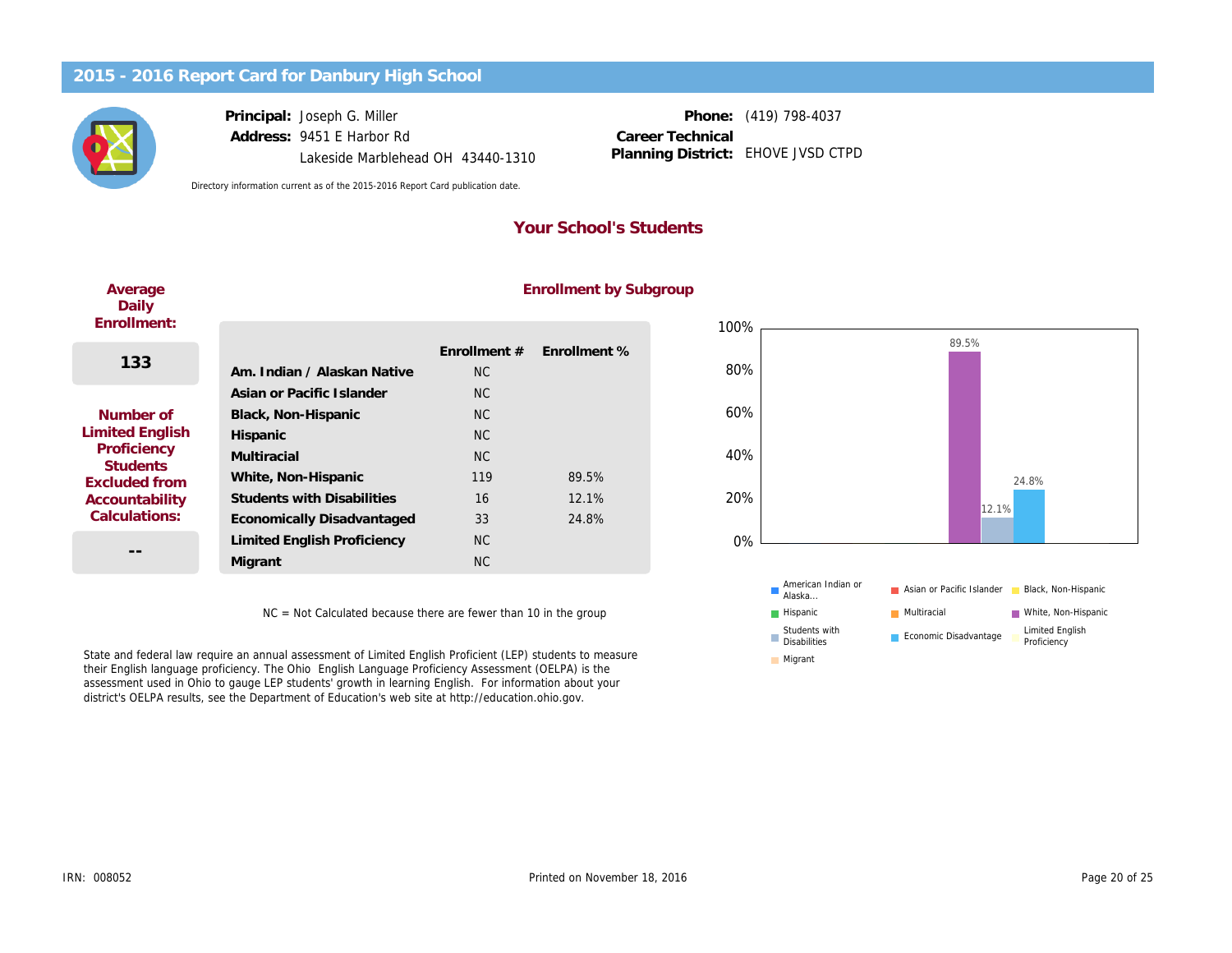# 2015 - 2016 Report Card for Danbury High School

**Principal:** Joseph G. Miller
**Address:** 9451 E Harbor Rd
Lakeside Marblehead OH 43440-1310

**Phone:** (419) 798-4037
**Career Technical Planning District:** EHOVE JVSD CTPD

Directory information current as of the 2015-2016 Report Card publication date.

## Your School's Students

**Average Daily Enrollment:**

**133**

**Number of Limited English Proficiency Students Excluded from Accountability Calculations:**

**--**

### Enrollment by Subgroup

| | Enrollment # | Enrollment % |
|---|---|---|
| **Am. Indian / Alaskan Native** | NC | |
| **Asian or Pacific Islander** | NC | |
| **Black, Non-Hispanic** | NC | |
| **Hispanic** | NC | |
| **Multiracial** | NC | |
| **White, Non-Hispanic** | 119 | 89.5% |
| **Students with Disabilities** | 16 | 12.1% |
| **Economically Disadvantaged** | 33 | 24.8% |
| **Limited English Proficiency** | NC | |
| **Migrant** | NC | |

NC = Not Calculated because there are fewer than 10 in the group

100%
80%
60%
40%
20%
0%
89.5%
12.1%
24.8%

American Indian or Alaska...
Asian or Pacific Islander
Black, Non-Hispanic
Hispanic
Multiracial
White, Non-Hispanic
Students with Disabilities
Economic Disadvantage
Limited English Proficiency
Migrant

State and federal law require an annual assessment of Limited English Proficient (LEP) students to measure their English language proficiency. The Ohio English Language Proficiency Assessment (OELPA) is the assessment used in Ohio to gauge LEP students' growth in learning English. For information about your district's OELPA results, see the Department of Education's web site at http://education.ohio.gov.

IRN: 008052

Printed on November 18, 2016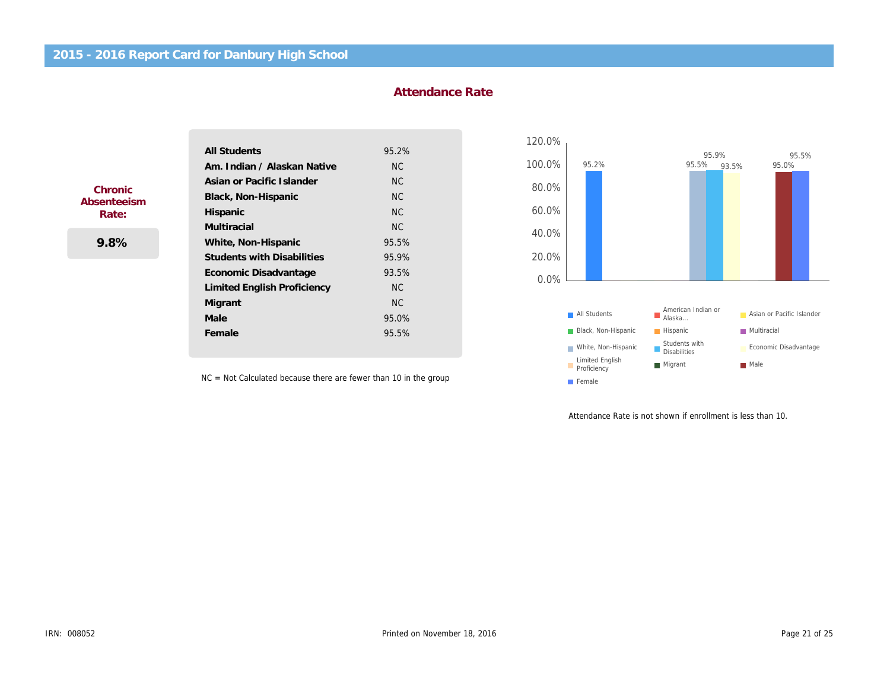# 2015 - 2016 Report Card for Danbury High School

## Attendance Rate

**Chronic Absenteeism Rate:**

**9.8%**

| | |
|---|---|
| **All Students** | 95.2% |
| **Am. Indian / Alaskan Native** | NC |
| **Asian or Pacific Islander** | NC |
| **Black, Non-Hispanic** | NC |
| **Hispanic** | NC |
| **Multiracial** | NC |
| **White, Non-Hispanic** | 95.5% |
| **Students with Disabilities** | 95.9% |
| **Economic Disadvantage** | 93.5% |
| **Limited English Proficiency** | NC |
| **Migrant** | NC |
| **Male** | 95.0% |
| **Female** | 95.5% |

NC = Not Calculated because there are fewer than 10 in the group

120.0%
100.0%
80.0%
60.0%
40.0%
20.0%
0.0%

95.2%
95.5%
95.9%
93.5%
95.0%
95.5%

All Students
American Indian or Alaska...
Asian or Pacific Islander
Black, Non-Hispanic
Hispanic
Multiracial
White, Non-Hispanic
Students with Disabilities
Economic Disadvantage
Limited English Proficiency
Migrant
Male
Female

Attendance Rate is not shown if enrollment is less than 10.

IRN: 008052

Printed on November 18, 2016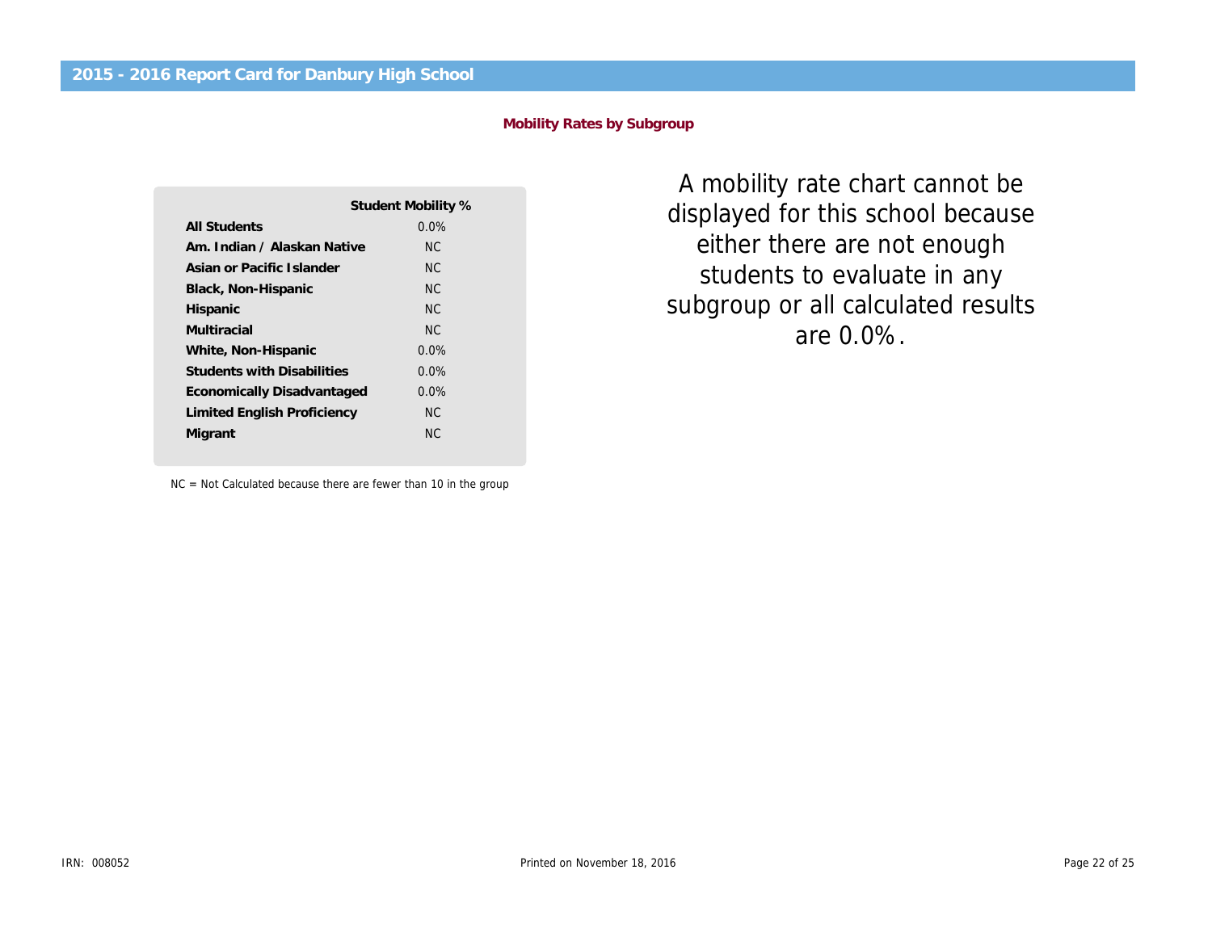## 2015 - 2016 Report Card for Danbury High School

### Mobility Rates by Subgroup

| | Student Mobility % |
|---|---|
| **All Students** | 0.0% |
| **Am. Indian / Alaskan Native** | NC |
| **Asian or Pacific Islander** | NC |
| **Black, Non-Hispanic** | NC |
| **Hispanic** | NC |
| **Multiracial** | NC |
| **White, Non-Hispanic** | 0.0% |
| **Students with Disabilities** | 0.0% |
| **Economically Disadvantaged** | 0.0% |
| **Limited English Proficiency** | NC |
| **Migrant** | NC |

NC = Not Calculated because there are fewer than 10 in the group

A mobility rate chart cannot be displayed for this school because either there are not enough students to evaluate in any subgroup or all calculated results are 0.0%.

IRN: 008052

Printed on November 18, 2016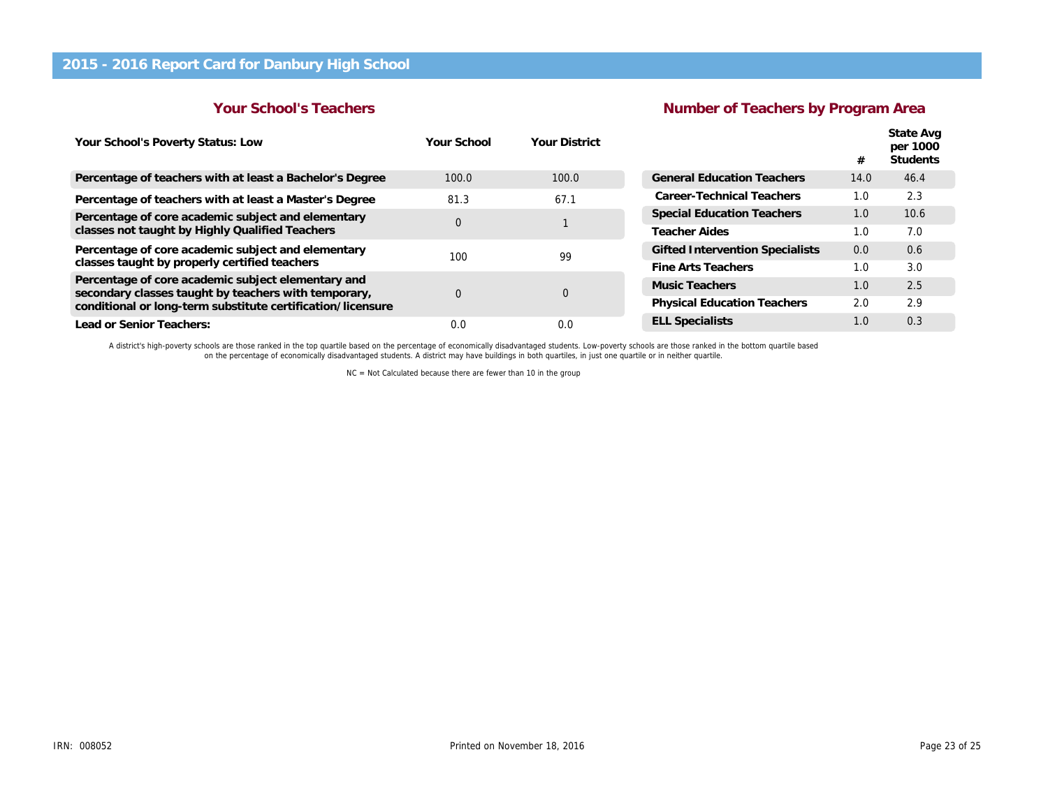## 2015 - 2016 Report Card for Danbury High School

### Your School's Teachers

| Your School's Poverty Status: Low | Your School | Your District |
|---|---|---|
| Percentage of teachers with at least a Bachelor's Degree | 100.0 | 100.0 |
| Percentage of teachers with at least a Master's Degree | 81.3 | 67.1 |
| Percentage of core academic subject and elementary classes not taught by Highly Qualified Teachers | 0 | 1 |
| Percentage of core academic subject and elementary classes taught by properly certified teachers | 100 | 99 |
| Percentage of core academic subject elementary and secondary classes taught by teachers with temporary, conditional or long-term substitute certification/licensure | 0 | 0 |
| Lead or Senior Teachers: | 0.0 | 0.0 |

### Number of Teachers by Program Area

| | # | State Avg per 1000 Students |
|---|---|---|
| General Education Teachers | 14.0 | 46.4 |
| Career-Technical Teachers | 1.0 | 2.3 |
| Special Education Teachers | 1.0 | 10.6 |
| Teacher Aides | 1.0 | 7.0 |
| Gifted Intervention Specialists | 0.0 | 0.6 |
| Fine Arts Teachers | 1.0 | 3.0 |
| Music Teachers | 1.0 | 2.5 |
| Physical Education Teachers | 2.0 | 2.9 |
| ELL Specialists | 1.0 | 0.3 |

A district's high-poverty schools are those ranked in the top quartile based on the percentage of economically disadvantaged students. Low-poverty schools are those ranked in the bottom quartile based on the percentage of economically disadvantaged students. A district may have buildings in both quartiles, in just one quartile or in neither quartile.

NC = Not Calculated because there are fewer than 10 in the group

IRN: 008052

Printed on November 18, 2016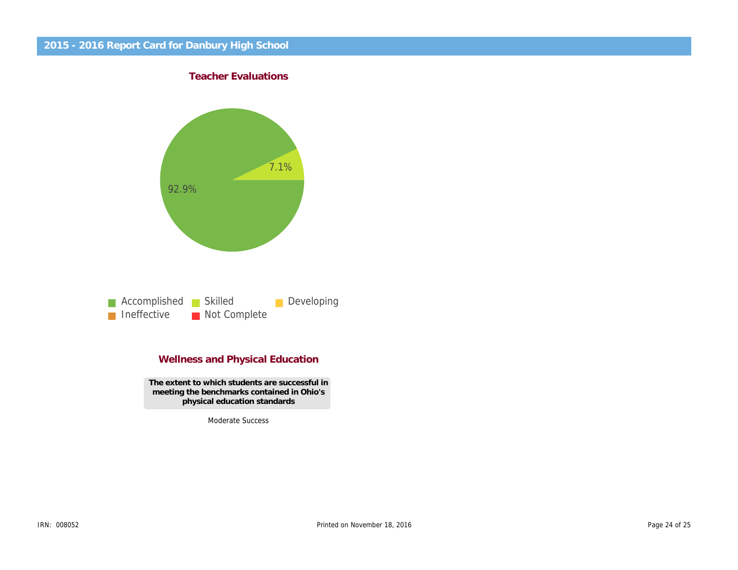## 2015 - 2016 Report Card for Danbury High School

### Teacher Evaluations

92.9%
7.1%

Accomplished
Skilled
Developing
Ineffective
Not Complete

### Wellness and Physical Education

**The extent to which students are successful in meeting the benchmarks contained in Ohio's physical education standards**

Moderate Success

IRN: 008052

Printed on November 18, 2016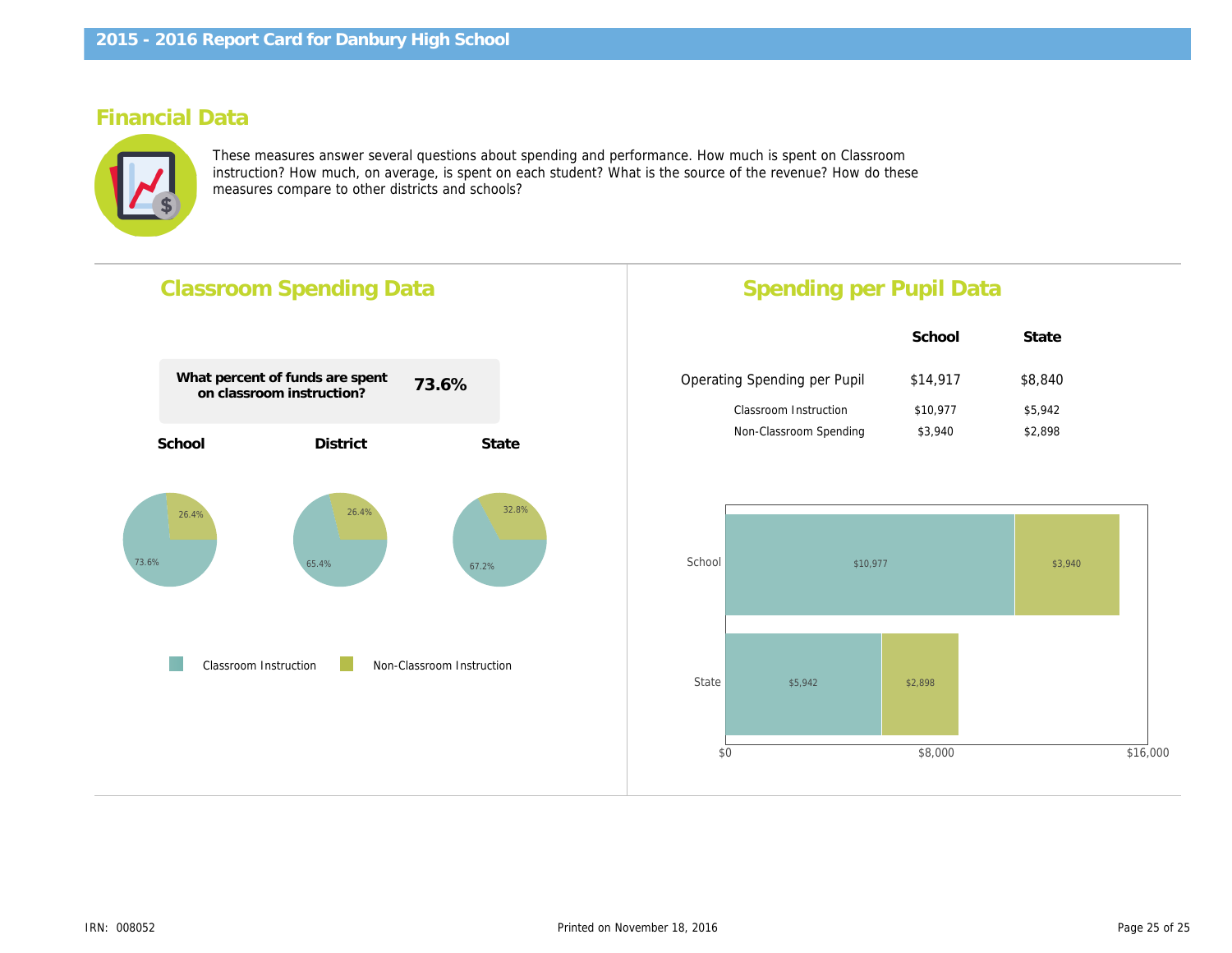## Financial Data

These measures answer several questions about spending and performance. How much is spent on Classroom instruction? How much, on average, is spent on each student? What is the source of the revenue? How do these measures compare to other districts and schools?

### Classroom Spending Data

| | |
|---|---|
| **What percent of funds are spent on classroom instruction?** | **73.6%** |

School

26.4%

73.6%

District

26.4%

65.4%

State

32.8%

67.2%

Classroom Instruction

Non-Classroom Instruction

### Spending per Pupil Data

| | School | State |
|---|---|---|
| Operating Spending per Pupil | $14,917 | $8,840 |
| Classroom Instruction | $10,977 | $5,942 |
| Non-Classroom Spending | $3,940 | $2,898 |

School

$10,977

$3,940

State

$5,942

$2,898

$0

$8,000

$16,000

IRN: 008052

Printed on November 18, 2016